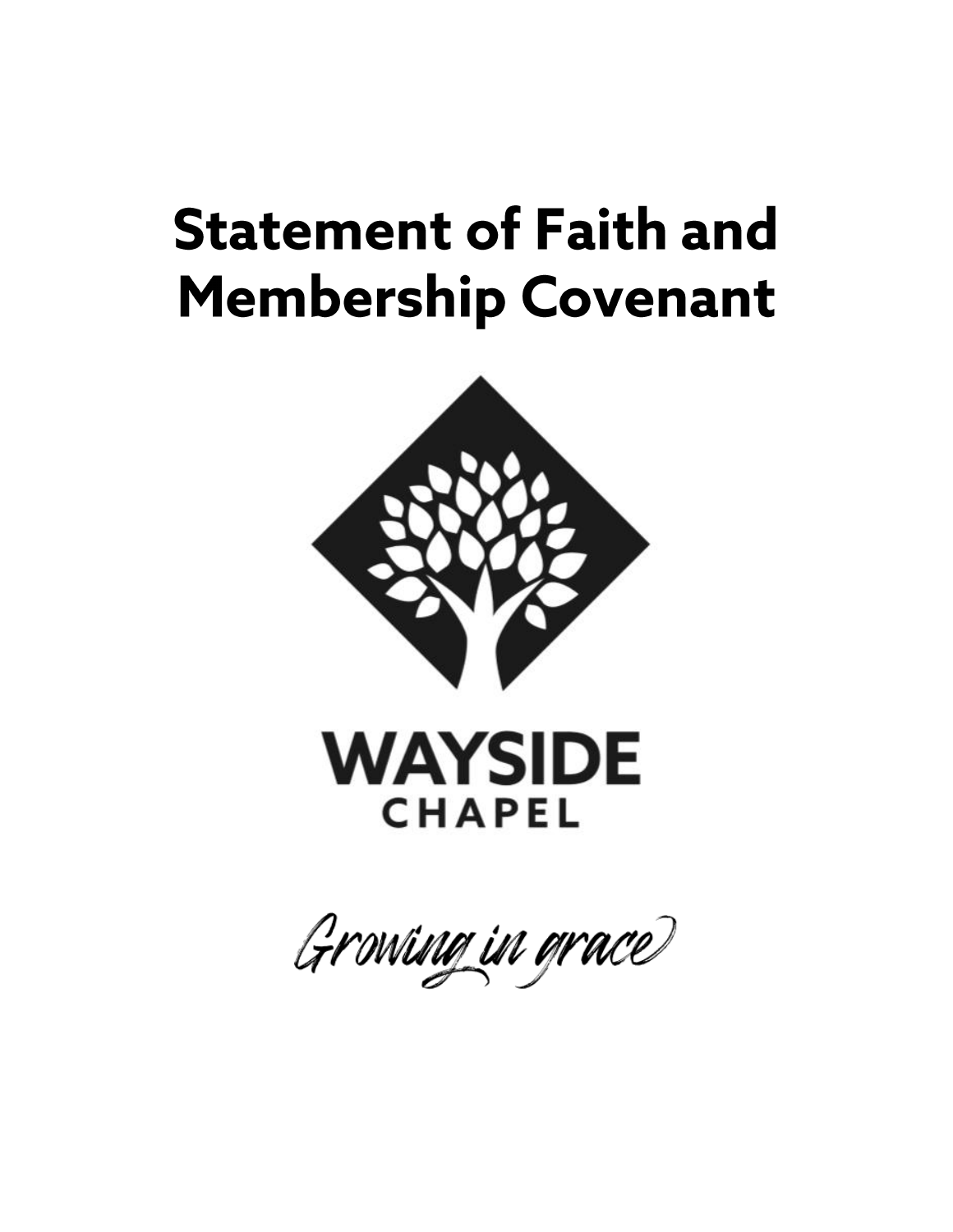# Statement of Faith and Membership Covenant

WAYSIDE

CHAPEL

*Growing in grace*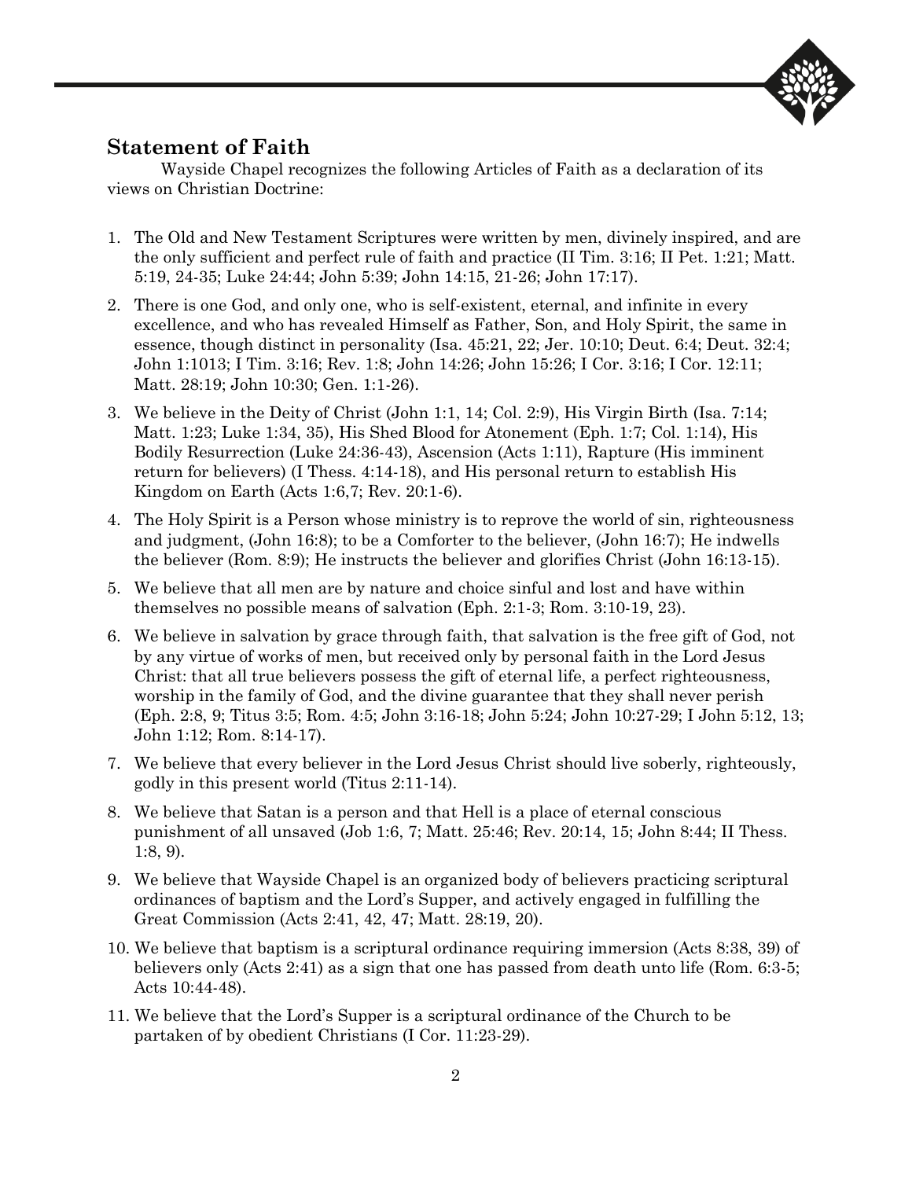## Statement of Faith

Wayside Chapel recognizes the following Articles of Faith as a declaration of its views on Christian Doctrine:

1. The Old and New Testament Scriptures were written by men, divinely inspired, and are the only sufficient and perfect rule of faith and practice (II Tim. 3:16; II Pet. 1:21; Matt. 5:19, 24-35; Luke 24:44; John 5:39; John 14:15, 21-26; John 17:17).
2. There is one God, and only one, who is self-existent, eternal, and infinite in every excellence, and who has revealed Himself as Father, Son, and Holy Spirit, the same in essence, though distinct in personality (Isa. 45:21, 22; Jer. 10:10; Deut. 6:4; Deut. 32:4; John 1:1013; I Tim. 3:16; Rev. 1:8; John 14:26; John 15:26; I Cor. 3:16; I Cor. 12:11; Matt. 28:19; John 10:30; Gen. 1:1-26).
3. We believe in the Deity of Christ (John 1:1, 14; Col. 2:9), His Virgin Birth (Isa. 7:14; Matt. 1:23; Luke 1:34, 35), His Shed Blood for Atonement (Eph. 1:7; Col. 1:14), His Bodily Resurrection (Luke 24:36-43), Ascension (Acts 1:11), Rapture (His imminent return for believers) (I Thess. 4:14-18), and His personal return to establish His Kingdom on Earth (Acts 1:6,7; Rev. 20:1-6).
4. The Holy Spirit is a Person whose ministry is to reprove the world of sin, righteousness and judgment, (John 16:8); to be a Comforter to the believer, (John 16:7); He indwells the believer (Rom. 8:9); He instructs the believer and glorifies Christ (John 16:13-15).
5. We believe that all men are by nature and choice sinful and lost and have within themselves no possible means of salvation (Eph. 2:1-3; Rom. 3:10-19, 23).
6. We believe in salvation by grace through faith, that salvation is the free gift of God, not by any virtue of works of men, but received only by personal faith in the Lord Jesus Christ: that all true believers possess the gift of eternal life, a perfect righteousness, worship in the family of God, and the divine guarantee that they shall never perish (Eph. 2:8, 9; Titus 3:5; Rom. 4:5; John 3:16-18; John 5:24; John 10:27-29; I John 5:12, 13; John 1:12; Rom. 8:14-17).
7. We believe that every believer in the Lord Jesus Christ should live soberly, righteously, godly in this present world (Titus 2:11-14).
8. We believe that Satan is a person and that Hell is a place of eternal conscious punishment of all unsaved (Job 1:6, 7; Matt. 25:46; Rev. 20:14, 15; John 8:44; II Thess. 1:8, 9).
9. We believe that Wayside Chapel is an organized body of believers practicing scriptural ordinances of baptism and the Lord's Supper, and actively engaged in fulfilling the Great Commission (Acts 2:41, 42, 47; Matt. 28:19, 20).
10. We believe that baptism is a scriptural ordinance requiring immersion (Acts 8:38, 39) of believers only (Acts 2:41) as a sign that one has passed from death unto life (Rom. 6:3-5; Acts 10:44-48).
11. We believe that the Lord's Supper is a scriptural ordinance of the Church to be partaken of by obedient Christians (I Cor. 11:23-29).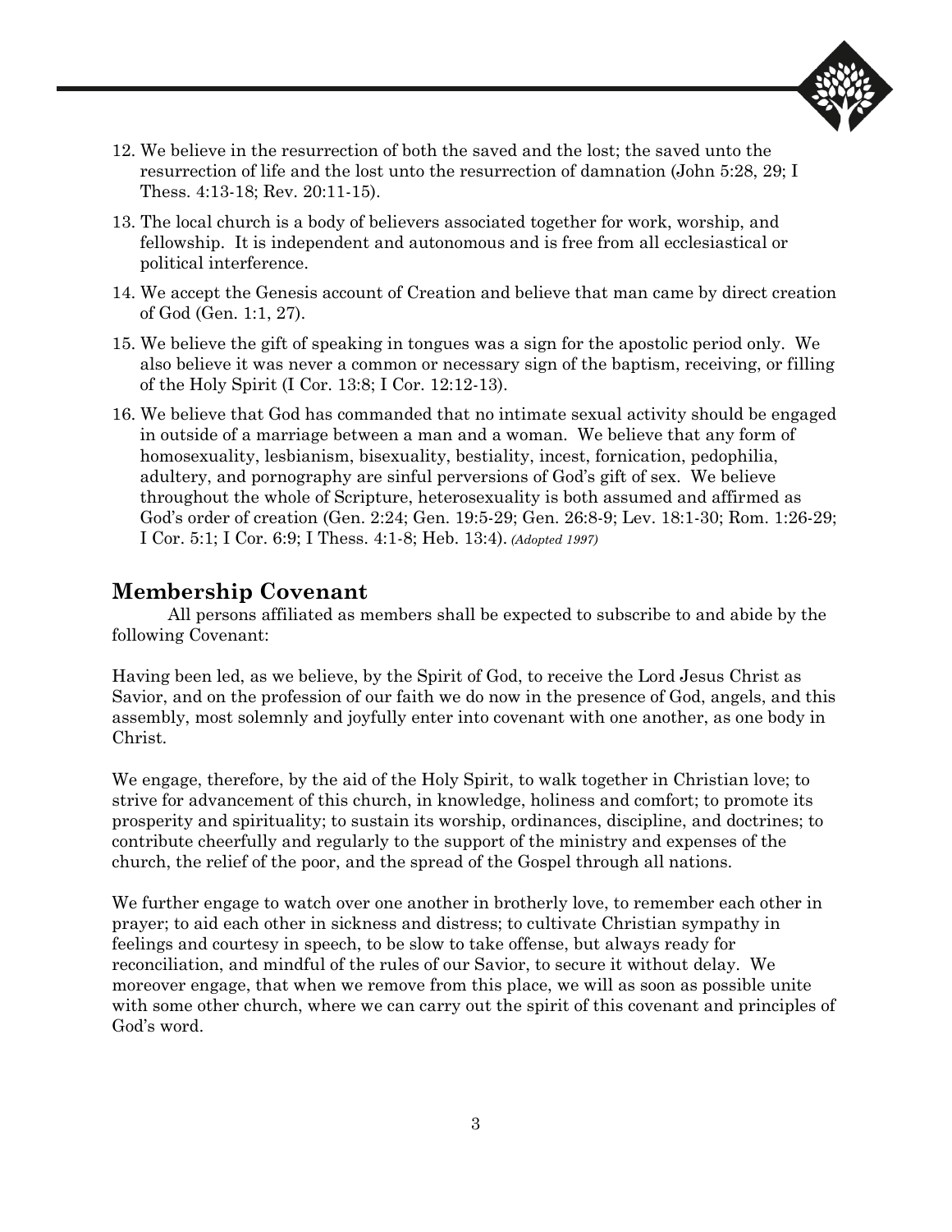12. We believe in the resurrection of both the saved and the lost; the saved unto the resurrection of life and the lost unto the resurrection of damnation (John 5:28, 29; I Thess. 4:13-18; Rev. 20:11-15).
13. The local church is a body of believers associated together for work, worship, and fellowship. It is independent and autonomous and is free from all ecclesiastical or political interference.
14. We accept the Genesis account of Creation and believe that man came by direct creation of God (Gen. 1:1, 27).
15. We believe the gift of speaking in tongues was a sign for the apostolic period only. We also believe it was never a common or necessary sign of the baptism, receiving, or filling of the Holy Spirit (I Cor. 13:8; I Cor. 12:12-13).
16. We believe that God has commanded that no intimate sexual activity should be engaged in outside of a marriage between a man and a woman. We believe that any form of homosexuality, lesbianism, bisexuality, bestiality, incest, fornication, pedophilia, adultery, and pornography are sinful perversions of God's gift of sex. We believe throughout the whole of Scripture, heterosexuality is both assumed and affirmed as God's order of creation (Gen. 2:24; Gen. 19:5-29; Gen. 26:8-9; Lev. 18:1-30; Rom. 1:26-29; I Cor. 5:1; I Cor. 6:9; I Thess. 4:1-8; Heb. 13:4). *(Adopted 1997)*

## Membership Covenant

All persons affiliated as members shall be expected to subscribe to and abide by the following Covenant:

Having been led, as we believe, by the Spirit of God, to receive the Lord Jesus Christ as Savior, and on the profession of our faith we do now in the presence of God, angels, and this assembly, most solemnly and joyfully enter into covenant with one another, as one body in Christ.

We engage, therefore, by the aid of the Holy Spirit, to walk together in Christian love; to strive for advancement of this church, in knowledge, holiness and comfort; to promote its prosperity and spirituality; to sustain its worship, ordinances, discipline, and doctrines; to contribute cheerfully and regularly to the support of the ministry and expenses of the church, the relief of the poor, and the spread of the Gospel through all nations.

We further engage to watch over one another in brotherly love, to remember each other in prayer; to aid each other in sickness and distress; to cultivate Christian sympathy in feelings and courtesy in speech, to be slow to take offense, but always ready for reconciliation, and mindful of the rules of our Savior, to secure it without delay. We moreover engage, that when we remove from this place, we will as soon as possible unite with some other church, where we can carry out the spirit of this covenant and principles of God's word.